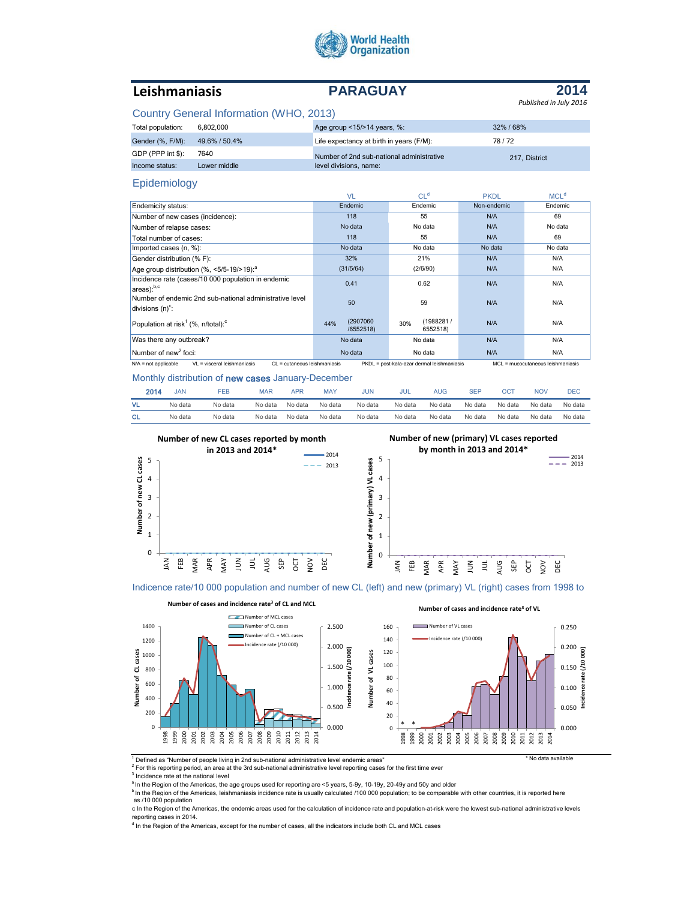World Health Organization

# Leishmaniasis — PARAGUAY — 2014

*Published in July 2016*

## Country General Information (WHO, 2013)

| | | | |
|---|---|---|---|
| Total population: | 6,802,000 | Age group <15/>14 years, %: | 32% / 68% |
| Gender (%, F/M): | 49.6% / 50.4% | Life expectancy at birth in years (F/M): | 78 / 72 |
| GDP (PPP int $): | 7640 | Number of 2nd sub-national administrative level divisions, name: | 217, District |
| Income status: | Lower middle | | |

## Epidemiology

| | VL | CL[d] | PKDL | MCL[d] |
|---|---|---|---|---|
| Endemicity status: | Endemic | Endemic | Non-endemic | Endemic |
| Number of new cases (incidence): | 118 | 55 | N/A | 69 |
| Number of relapse cases: | No data | No data | N/A | No data |
| Total number of cases: | 118 | 55 | N/A | 69 |
| Imported cases (n, %): | No data | No data | No data | No data |
| Gender distribution (% F): | 32% | 21% | N/A | N/A |
| Age group distribution (%, <5/5-19/>19):[a] | (31/5/64) | (2/6/90) | N/A | N/A |
| Incidence rate (cases/10 000 population in endemic areas):[b,c] | 0.41 | 0.62 | N/A | N/A |
| Number of endemic 2nd sub-national administrative level divisions (n)[c]: | 50 | 59 | N/A | N/A |
| Population at risk[1] (%, n/total):[c] | 44% (2907060 /6552518) | 30% (1988281 / 6552518) | N/A | N/A |
| Was there any outbreak? | No data | No data | N/A | N/A |
| Number of new[2] foci: | No data | No data | N/A | N/A |

N/A = not applicable    VL = visceral leishmaniasis    CL = cutaneous leishmaniasis    PKDL = post-kala-azar dermal leishmaniasis    MCL = mucocutaneous leishmaniasis

## Monthly distribution of new cases January-December

| 2014 | JAN | FEB | MAR | APR | MAY | JUN | JUL | AUG | SEP | OCT | NOV | DEC |
|---|---|---|---|---|---|---|---|---|---|---|---|---|
| VL | No data | No data | No data | No data | No data | No data | No data | No data | No data | No data | No data | No data |
| CL | No data | No data | No data | No data | No data | No data | No data | No data | No data | No data | No data | No data |

**Number of new CL cases reported by month in 2013 and 2014***

**Number of new (primary) VL cases reported by month in 2013 and 2014***

## Indicence rate/10 000 population and number of new CL (left) and new (primary) VL (right) cases from 1998 to

**Number of cases and incidence rate[3] of CL and MCL**

**Number of cases and incidence rate[3] of VL**

\* No data available

[1] Defined as "Number of people living in 2nd sub-national administrative level endemic areas"
[2] For this reporting period, an area at the 3rd sub-national administrative level reporting cases for the first time ever
[3] Incidence rate at the national level
[a] In the Region of the Americas, the age groups used for reporting are <5 years, 5-9y, 10-19y, 20-49y and 50y and older
[b] In the Region of the Americas, leishmaniasis incidence rate is usually calculated /100 000 population; to be comparable with other countries, it is reported here as /10 000 population
c In the Region of the Americas, the endemic areas used for the calculation of incidence rate and population-at-risk were the lowest sub-national administrative levels reporting cases in 2014.
[d] In the Region of the Americas, except for the number of cases, all the indicators include both CL and MCL cases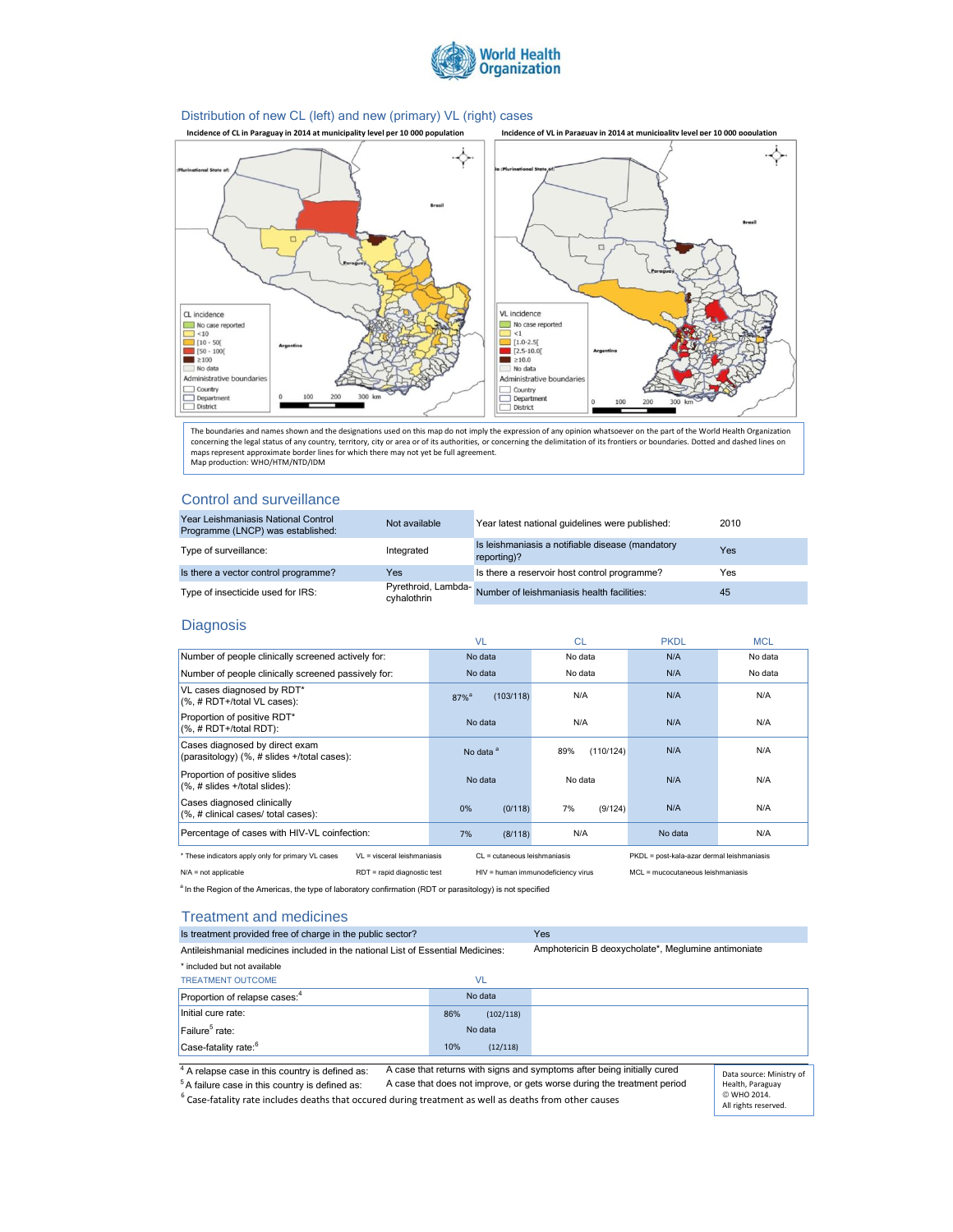World Health Organization

## Distribution of new CL (left) and new (primary) VL (right) cases

**Incidence of CL in Paraguay in 2014 at municipality level per 10 000 population**

(Plurinational State of)
Brasil
Paraguay
Argentina

CL incidence
No case reported
<10
[10 - 50[
[50 - 100[
≥100
No data
Administrative boundaries
Country
Department
District

0 100 200 300 km

**Incidence of VL in Paraguay in 2014 at municipality level per 10 000 population**

(Plurinational State of)
Brasil
Paraguay
Argentina

VL incidence
No case reported
<1
[1.0-2.5[
[2.5-10.0[
≥10.0
No data
Administrative boundaries
Country
Department
District

0 100 200 300 km

The boundaries and names shown and the designations used on this map do not imply the expression of any opinion whatsoever on the part of the World Health Organization concerning the legal status of any country, territory, city or area or of its authorities, or concerning the delimitation of its frontiers or boundaries. Dotted and dashed lines on maps represent approximate border lines for which there may not yet be full agreement.
Map production: WHO/HTM/NTD/IDM

## Control and surveillance

| | | | |
|---|---|---|---|
| Year Leishmaniasis National Control Programme (LNCP) was established: | Not available | Year latest national guidelines were published: | 2010 |
| Type of surveillance: | Integrated | Is leishmaniasis a notifiable disease (mandatory reporting)? | Yes |
| Is there a vector control programme? | Yes | Is there a reservoir host control programme? | Yes |
| Type of insecticide used for IRS: | Pyrethroid, Lambda-cyhalothrin | Number of leishmaniasis health facilities: | 45 |

## Diagnosis

| | VL | CL | PKDL | MCL |
|---|---|---|---|---|
| Number of people clinically screened actively for: | No data | No data | N/A | No data |
| Number of people clinically screened passively for: | No data | No data | N/A | No data |
| VL cases diagnosed by RDT* (%, # RDT+/total VL cases): | 87%[a] (103/118) | N/A | N/A | N/A |
| Proportion of positive RDT* (%, # RDT+/total RDT): | No data | N/A | N/A | N/A |
| Cases diagnosed by direct exam (parasitology) (%, # slides +/total cases): | No data [a] | 89% (110/124) | N/A | N/A |
| Proportion of positive slides (%, # slides +/total slides): | No data | No data | N/A | N/A |
| Cases diagnosed clinically (%, # clinical cases/ total cases): | 0% (0/118) | 7% (9/124) | N/A | N/A |
| Percentage of cases with HIV-VL coinfection: | 7% (8/118) | N/A | No data | N/A |

\* These indicators apply only for primary VL cases; VL = visceral leishmaniasis; CL = cutaneous leishmaniasis; PKDL = post-kala-azar dermal leishmaniasis

N/A = not applicable; RDT = rapid diagnostic test; HIV = human immunodeficiency virus; MCL = mucocutaneous leishmaniasis

[a] In the Region of the Americas, the type of laboratory confirmation (RDT or parasitology) is not specified

## Treatment and medicines

| | |
|---|---|
| Is treatment provided free of charge in the public sector? | Yes |
| Antileishmanial medicines included in the national List of Essential Medicines: | Amphotericin B deoxycholate*, Meglumine antimoniate |

\* included but not available

| TREATMENT OUTCOME | VL |
|---|---|
| Proportion of relapse cases:[4] | No data |
| Initial cure rate: | 86% (102/118) |
| Failure[5] rate: | No data |
| Case-fatality rate:[6] | 10% (12/118) |

[4] A relapse case in this country is defined as: A case that returns with signs and symptoms after being initially cured

[5] A failure case in this country is defined as: A case that does not improve, or gets worse during the treatment period

[6] Case-fatality rate includes deaths that occured during treatment as well as deaths from other causes

Data source: Ministry of Health, Paraguay
© WHO 2014.
All rights reserved.